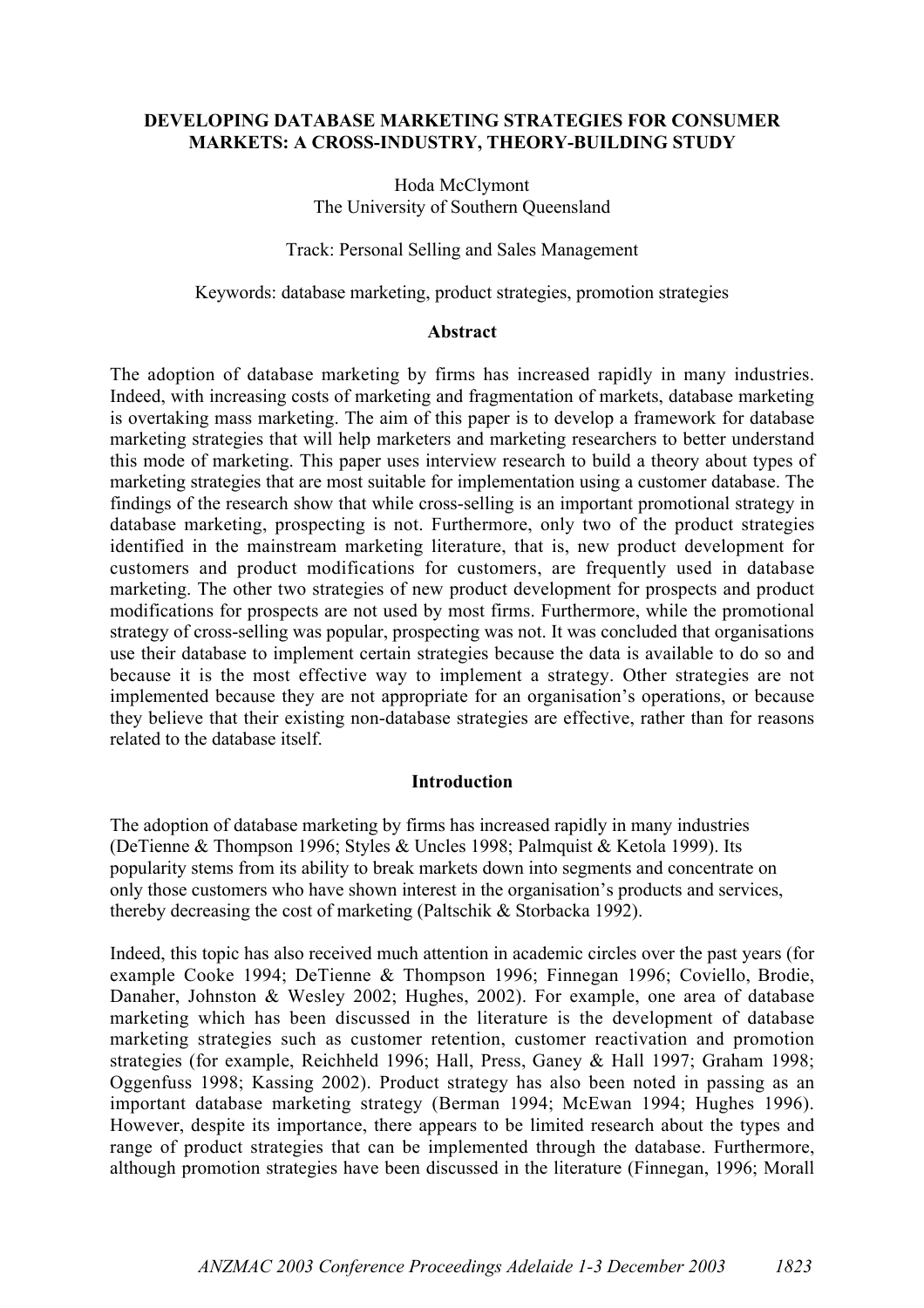# DEVELOPING DATABASE MARKETING STRATEGIES FOR CONSUMER MARKETS: A CROSS-INDUSTRY, THEORY-BUILDING STUDY

Hoda McClymont
The University of Southern Queensland

Track: Personal Selling and Sales Management

Keywords: database marketing, product strategies, promotion strategies

## Abstract

The adoption of database marketing by firms has increased rapidly in many industries. Indeed, with increasing costs of marketing and fragmentation of markets, database marketing is overtaking mass marketing. The aim of this paper is to develop a framework for database marketing strategies that will help marketers and marketing researchers to better understand this mode of marketing. This paper uses interview research to build a theory about types of marketing strategies that are most suitable for implementation using a customer database. The findings of the research show that while cross-selling is an important promotional strategy in database marketing, prospecting is not. Furthermore, only two of the product strategies identified in the mainstream marketing literature, that is, new product development for customers and product modifications for customers, are frequently used in database marketing. The other two strategies of new product development for prospects and product modifications for prospects are not used by most firms. Furthermore, while the promotional strategy of cross-selling was popular, prospecting was not. It was concluded that organisations use their database to implement certain strategies because the data is available to do so and because it is the most effective way to implement a strategy. Other strategies are not implemented because they are not appropriate for an organisation's operations, or because they believe that their existing non-database strategies are effective, rather than for reasons related to the database itself.

## Introduction

The adoption of database marketing by firms has increased rapidly in many industries (DeTienne & Thompson 1996; Styles & Uncles 1998; Palmquist & Ketola 1999). Its popularity stems from its ability to break markets down into segments and concentrate on only those customers who have shown interest in the organisation's products and services, thereby decreasing the cost of marketing (Paltschik & Storbacka 1992).

Indeed, this topic has also received much attention in academic circles over the past years (for example Cooke 1994; DeTienne & Thompson 1996; Finnegan 1996; Coviello, Brodie, Danaher, Johnston & Wesley 2002; Hughes, 2002). For example, one area of database marketing which has been discussed in the literature is the development of database marketing strategies such as customer retention, customer reactivation and promotion strategies (for example, Reichheld 1996; Hall, Press, Ganey & Hall 1997; Graham 1998; Oggenfuss 1998; Kassing 2002). Product strategy has also been noted in passing as an important database marketing strategy (Berman 1994; McEwan 1994; Hughes 1996). However, despite its importance, there appears to be limited research about the types and range of product strategies that can be implemented through the database. Furthermore, although promotion strategies have been discussed in the literature (Finnegan, 1996; Morall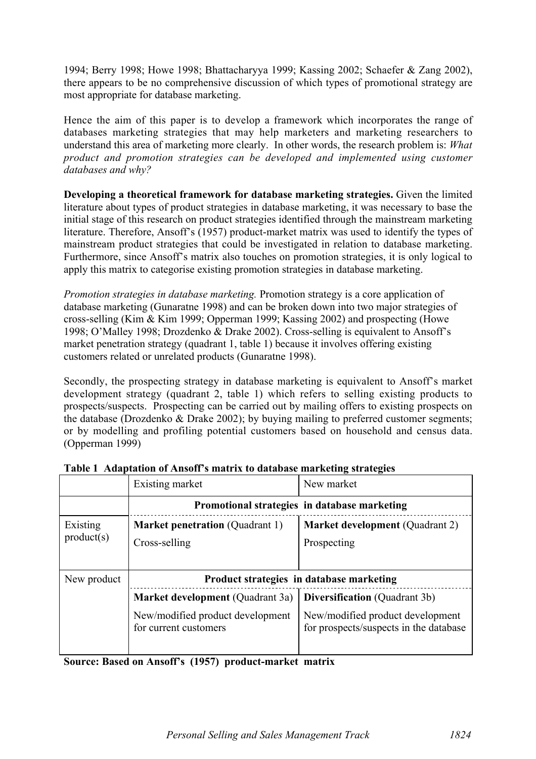1994; Berry 1998; Howe 1998; Bhattacharyya 1999; Kassing 2002; Schaefer & Zang 2002), there appears to be no comprehensive discussion of which types of promotional strategy are most appropriate for database marketing.

Hence the aim of this paper is to develop a framework which incorporates the range of databases marketing strategies that may help marketers and marketing researchers to understand this area of marketing more clearly. In other words, the research problem is: *What product and promotion strategies can be developed and implemented using customer databases and why?*

**Developing a theoretical framework for database marketing strategies.** Given the limited literature about types of product strategies in database marketing, it was necessary to base the initial stage of this research on product strategies identified through the mainstream marketing literature. Therefore, Ansoff's (1957) product-market matrix was used to identify the types of mainstream product strategies that could be investigated in relation to database marketing. Furthermore, since Ansoff's matrix also touches on promotion strategies, it is only logical to apply this matrix to categorise existing promotion strategies in database marketing.

*Promotion strategies in database marketing.* Promotion strategy is a core application of database marketing (Gunaratne 1998) and can be broken down into two major strategies of cross-selling (Kim & Kim 1999; Opperman 1999; Kassing 2002) and prospecting (Howe 1998; O'Malley 1998; Drozdenko & Drake 2002). Cross-selling is equivalent to Ansoff's market penetration strategy (quadrant 1, table 1) because it involves offering existing customers related or unrelated products (Gunaratne 1998).

Secondly, the prospecting strategy in database marketing is equivalent to Ansoff's market development strategy (quadrant 2, table 1) which refers to selling existing products to prospects/suspects. Prospecting can be carried out by mailing offers to existing prospects on the database (Drozdenko & Drake 2002); by buying mailing to preferred customer segments; or by modelling and profiling potential customers based on household and census data. (Opperman 1999)

**Table 1 Adaptation of Ansoff's matrix to database marketing strategies**

| | Existing market | New market |
|---|---|---|
| | **Promotional strategies in database marketing** | |
| Existing product(s) | **Market penetration** (Quadrant 1)<br>Cross-selling | **Market development** (Quadrant 2)<br>Prospecting |
| New product | **Product strategies in database marketing** | |
| | **Market development** (Quadrant 3a)<br>New/modified product development for current customers | **Diversification** (Quadrant 3b)<br>New/modified product development for prospects/suspects in the database |

**Source: Based on Ansoff's (1957) product-market matrix**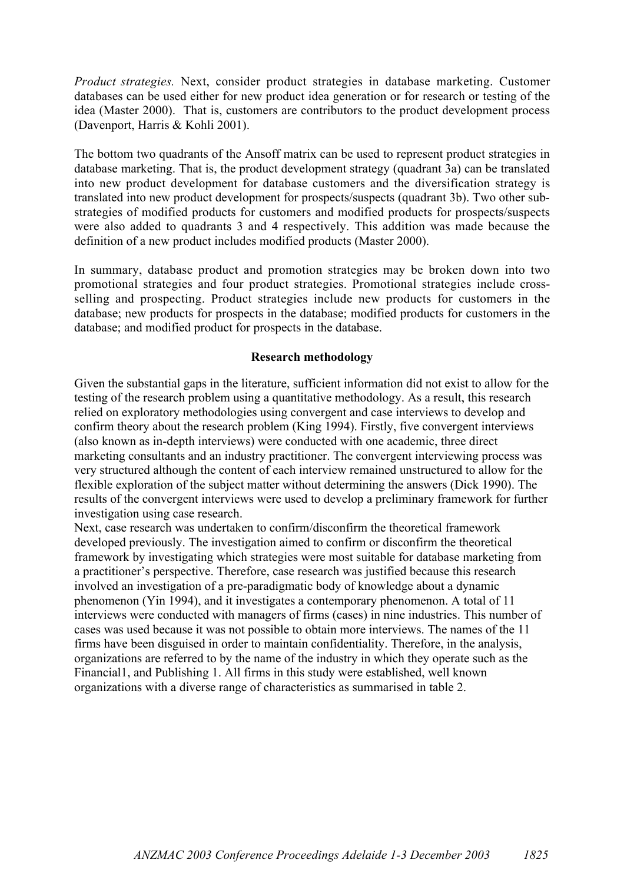*Product strategies.* Next, consider product strategies in database marketing. Customer databases can be used either for new product idea generation or for research or testing of the idea (Master 2000). That is, customers are contributors to the product development process (Davenport, Harris & Kohli 2001).

The bottom two quadrants of the Ansoff matrix can be used to represent product strategies in database marketing. That is, the product development strategy (quadrant 3a) can be translated into new product development for database customers and the diversification strategy is translated into new product development for prospects/suspects (quadrant 3b). Two other sub-strategies of modified products for customers and modified products for prospects/suspects were also added to quadrants 3 and 4 respectively. This addition was made because the definition of a new product includes modified products (Master 2000).

In summary, database product and promotion strategies may be broken down into two promotional strategies and four product strategies. Promotional strategies include cross-selling and prospecting. Product strategies include new products for customers in the database; new products for prospects in the database; modified products for customers in the database; and modified product for prospects in the database.

## Research methodology

Given the substantial gaps in the literature, sufficient information did not exist to allow for the testing of the research problem using a quantitative methodology. As a result, this research relied on exploratory methodologies using convergent and case interviews to develop and confirm theory about the research problem (King 1994). Firstly, five convergent interviews (also known as in-depth interviews) were conducted with one academic, three direct marketing consultants and an industry practitioner. The convergent interviewing process was very structured although the content of each interview remained unstructured to allow for the flexible exploration of the subject matter without determining the answers (Dick 1990). The results of the convergent interviews were used to develop a preliminary framework for further investigation using case research.

Next, case research was undertaken to confirm/disconfirm the theoretical framework developed previously. The investigation aimed to confirm or disconfirm the theoretical framework by investigating which strategies were most suitable for database marketing from a practitioner's perspective. Therefore, case research was justified because this research involved an investigation of a pre-paradigmatic body of knowledge about a dynamic phenomenon (Yin 1994), and it investigates a contemporary phenomenon. A total of 11 interviews were conducted with managers of firms (cases) in nine industries. This number of cases was used because it was not possible to obtain more interviews. The names of the 11 firms have been disguised in order to maintain confidentiality. Therefore, in the analysis, organizations are referred to by the name of the industry in which they operate such as the Financial1, and Publishing 1. All firms in this study were established, well known organizations with a diverse range of characteristics as summarised in table 2.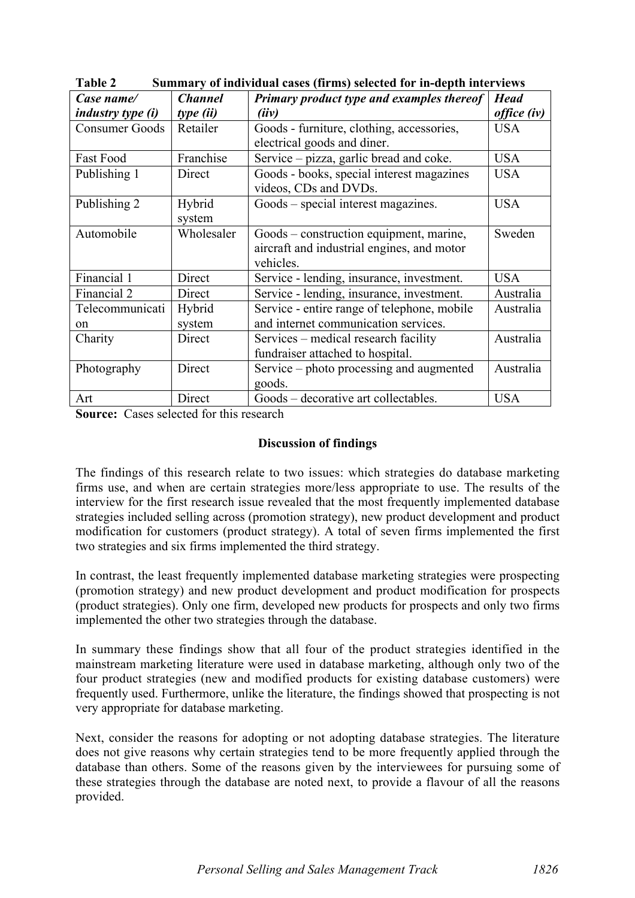**Table 2 Summary of individual cases (firms) selected for in-depth interviews**

| *Case name/ industry type (i)* | *Channel type (ii)* | *Primary product type and examples thereof (iiv)* | *Head office (iv)* |
|---|---|---|---|
| Consumer Goods | Retailer | Goods - furniture, clothing, accessories, electrical goods and diner. | USA |
| Fast Food | Franchise | Service – pizza, garlic bread and coke. | USA |
| Publishing 1 | Direct | Goods - books, special interest magazines videos, CDs and DVDs. | USA |
| Publishing 2 | Hybrid system | Goods – special interest magazines. | USA |
| Automobile | Wholesaler | Goods – construction equipment, marine, aircraft and industrial engines, and motor vehicles. | Sweden |
| Financial 1 | Direct | Service - lending, insurance, investment. | USA |
| Financial 2 | Direct | Service - lending, insurance, investment. | Australia |
| Telecommunication | Hybrid system | Service - entire range of telephone, mobile and internet communication services. | Australia |
| Charity | Direct | Services – medical research facility fundraiser attached to hospital. | Australia |
| Photography | Direct | Service – photo processing and augmented goods. | Australia |
| Art | Direct | Goods – decorative art collectables. | USA |

**Source:** Cases selected for this research

## Discussion of findings

The findings of this research relate to two issues: which strategies do database marketing firms use, and when are certain strategies more/less appropriate to use. The results of the interview for the first research issue revealed that the most frequently implemented database strategies included selling across (promotion strategy), new product development and product modification for customers (product strategy). A total of seven firms implemented the first two strategies and six firms implemented the third strategy.

In contrast, the least frequently implemented database marketing strategies were prospecting (promotion strategy) and new product development and product modification for prospects (product strategies). Only one firm, developed new products for prospects and only two firms implemented the other two strategies through the database.

In summary these findings show that all four of the product strategies identified in the mainstream marketing literature were used in database marketing, although only two of the four product strategies (new and modified products for existing database customers) were frequently used. Furthermore, unlike the literature, the findings showed that prospecting is not very appropriate for database marketing.

Next, consider the reasons for adopting or not adopting database strategies. The literature does not give reasons why certain strategies tend to be more frequently applied through the database than others. Some of the reasons given by the interviewees for pursuing some of these strategies through the database are noted next, to provide a flavour of all the reasons provided.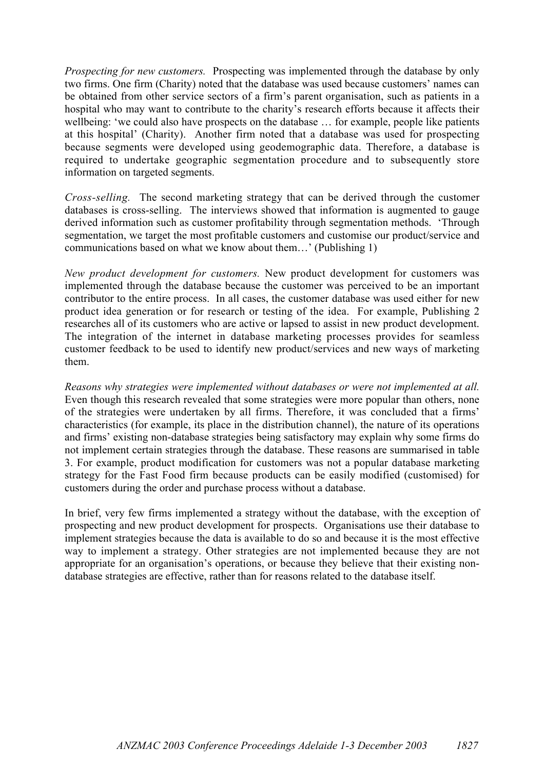*Prospecting for new customers.* Prospecting was implemented through the database by only two firms. One firm (Charity) noted that the database was used because customers' names can be obtained from other service sectors of a firm's parent organisation, such as patients in a hospital who may want to contribute to the charity's research efforts because it affects their wellbeing: 'we could also have prospects on the database … for example, people like patients at this hospital' (Charity). Another firm noted that a database was used for prospecting because segments were developed using geodemographic data. Therefore, a database is required to undertake geographic segmentation procedure and to subsequently store information on targeted segments.

*Cross-selling.* The second marketing strategy that can be derived through the customer databases is cross-selling. The interviews showed that information is augmented to gauge derived information such as customer profitability through segmentation methods. 'Through segmentation, we target the most profitable customers and customise our product/service and communications based on what we know about them…' (Publishing 1)

*New product development for customers.* New product development for customers was implemented through the database because the customer was perceived to be an important contributor to the entire process. In all cases, the customer database was used either for new product idea generation or for research or testing of the idea. For example, Publishing 2 researches all of its customers who are active or lapsed to assist in new product development. The integration of the internet in database marketing processes provides for seamless customer feedback to be used to identify new product/services and new ways of marketing them.

*Reasons why strategies were implemented without databases or were not implemented at all.* Even though this research revealed that some strategies were more popular than others, none of the strategies were undertaken by all firms. Therefore, it was concluded that a firms' characteristics (for example, its place in the distribution channel), the nature of its operations and firms' existing non-database strategies being satisfactory may explain why some firms do not implement certain strategies through the database. These reasons are summarised in table 3. For example, product modification for customers was not a popular database marketing strategy for the Fast Food firm because products can be easily modified (customised) for customers during the order and purchase process without a database.

In brief, very few firms implemented a strategy without the database, with the exception of prospecting and new product development for prospects. Organisations use their database to implement strategies because the data is available to do so and because it is the most effective way to implement a strategy. Other strategies are not implemented because they are not appropriate for an organisation's operations, or because they believe that their existing non-database strategies are effective, rather than for reasons related to the database itself.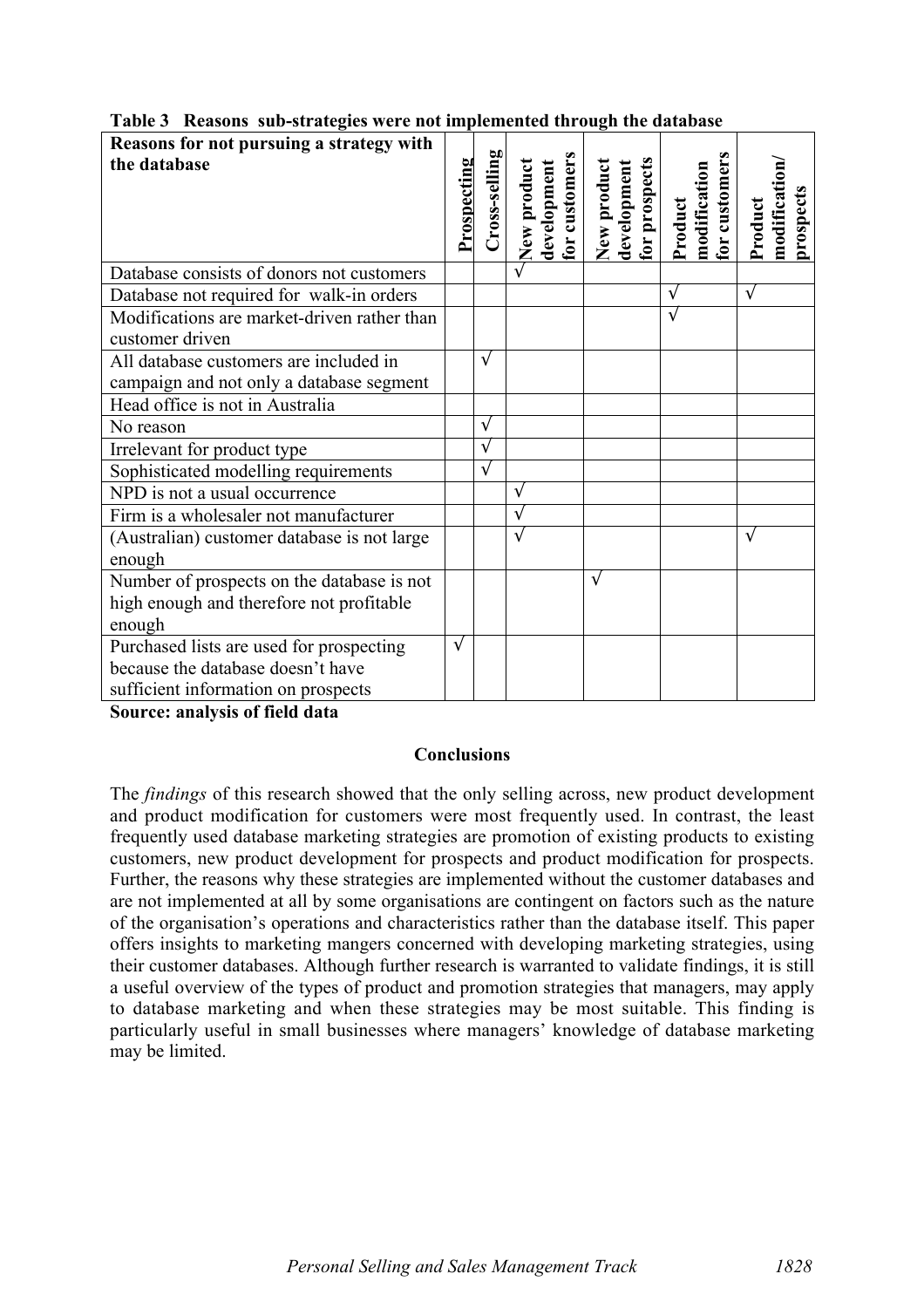**Table 3 Reasons sub-strategies were not implemented through the database**

| Reasons for not pursuing a strategy with the database | Prospecting | Cross-selling | New product development for customers | New product development for prospects | Product modification for customers | Product modification/ prospects |
|---|---|---|---|---|---|---|
| Database consists of donors not customers | | | √ | | | |
| Database not required for walk-in orders | | | | | √ | √ |
| Modifications are market-driven rather than customer driven | | | | | √ | |
| All database customers are included in campaign and not only a database segment | | √ | | | | |
| Head office is not in Australia | | | | | | |
| No reason | | √ | | | | |
| Irrelevant for product type | | √ | | | | |
| Sophisticated modelling requirements | | √ | | | | |
| NPD is not a usual occurrence | | | √ | | | |
| Firm is a wholesaler not manufacturer | | | √ | | | |
| (Australian) customer database is not large enough | | | √ | | | √ |
| Number of prospects on the database is not high enough and therefore not profitable enough | | | | √ | | |
| Purchased lists are used for prospecting because the database doesn't have sufficient information on prospects | √ | | | | | |

**Source: analysis of field data**

## Conclusions

The *findings* of this research showed that the only selling across, new product development and product modification for customers were most frequently used. In contrast, the least frequently used database marketing strategies are promotion of existing products to existing customers, new product development for prospects and product modification for prospects. Further, the reasons why these strategies are implemented without the customer databases and are not implemented at all by some organisations are contingent on factors such as the nature of the organisation's operations and characteristics rather than the database itself. This paper offers insights to marketing mangers concerned with developing marketing strategies, using their customer databases. Although further research is warranted to validate findings, it is still a useful overview of the types of product and promotion strategies that managers, may apply to database marketing and when these strategies may be most suitable. This finding is particularly useful in small businesses where managers' knowledge of database marketing may be limited.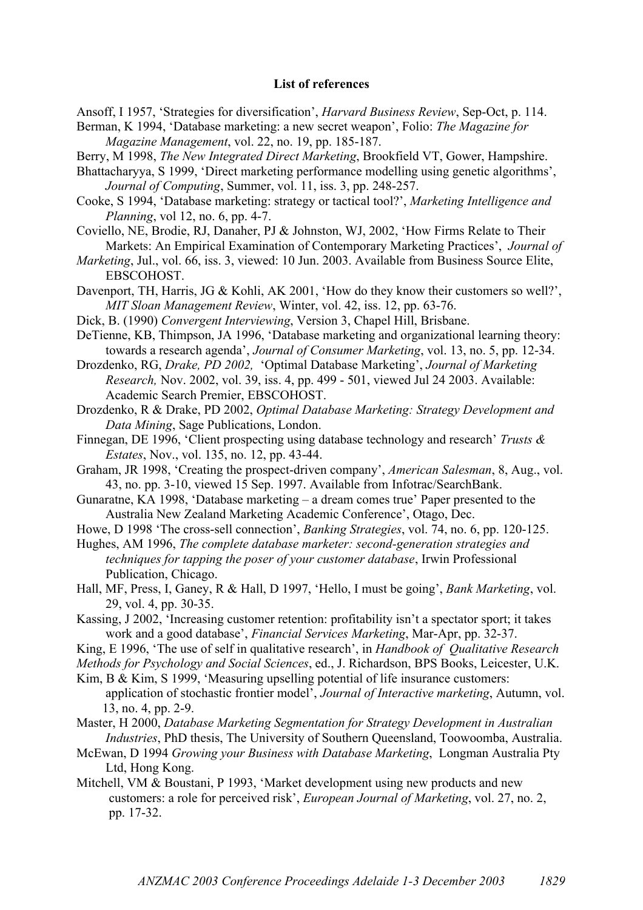**List of references**

Ansoff, I 1957, 'Strategies for diversification', *Harvard Business Review*, Sep-Oct, p. 114.

Berman, K 1994, 'Database marketing: a new secret weapon', Folio: *The Magazine for Magazine Management*, vol. 22, no. 19, pp. 185-187.

Berry, M 1998, *The New Integrated Direct Marketing*, Brookfield VT, Gower, Hampshire.

Bhattacharyya, S 1999, 'Direct marketing performance modelling using genetic algorithms', *Journal of Computing*, Summer, vol. 11, iss. 3, pp. 248-257.

Cooke, S 1994, 'Database marketing: strategy or tactical tool?', *Marketing Intelligence and Planning*, vol 12, no. 6, pp. 4-7.

Coviello, NE, Brodie, RJ, Danaher, PJ & Johnston, WJ, 2002, 'How Firms Relate to Their Markets: An Empirical Examination of Contemporary Marketing Practices', *Journal of Marketing*, Jul., vol. 66, iss. 3, viewed: 10 Jun. 2003. Available from Business Source Elite, EBSCOHOST.

Davenport, TH, Harris, JG & Kohli, AK 2001, 'How do they know their customers so well?', *MIT Sloan Management Review*, Winter, vol. 42, iss. 12, pp. 63-76.

Dick, B. (1990) *Convergent Interviewing*, Version 3, Chapel Hill, Brisbane.

DeTienne, KB, Thimpson, JA 1996, 'Database marketing and organizational learning theory: towards a research agenda', *Journal of Consumer Marketing*, vol. 13, no. 5, pp. 12-34.

Drozdenko, RG, *Drake, PD 2002,* 'Optimal Database Marketing', *Journal of Marketing Research,* Nov. 2002, vol. 39, iss. 4, pp. 499 - 501, viewed Jul 24 2003. Available: Academic Search Premier, EBSCOHOST.

Drozdenko, R & Drake, PD 2002, *Optimal Database Marketing: Strategy Development and Data Mining*, Sage Publications, London.

Finnegan, DE 1996, 'Client prospecting using database technology and research' *Trusts & Estates*, Nov., vol. 135, no. 12, pp. 43-44.

Graham, JR 1998, 'Creating the prospect-driven company', *American Salesman*, 8, Aug., vol. 43, no. pp. 3-10, viewed 15 Sep. 1997. Available from Infotrac/SearchBank.

Gunaratne, KA 1998, 'Database marketing – a dream comes true' Paper presented to the Australia New Zealand Marketing Academic Conference', Otago, Dec.

Howe, D 1998 'The cross-sell connection', *Banking Strategies*, vol. 74, no. 6, pp. 120-125.

Hughes, AM 1996, *The complete database marketer: second-generation strategies and techniques for tapping the poser of your customer database*, Irwin Professional Publication, Chicago.

Hall, MF, Press, I, Ganey, R & Hall, D 1997, 'Hello, I must be going', *Bank Marketing*, vol. 29, vol. 4, pp. 30-35.

Kassing, J 2002, 'Increasing customer retention: profitability isn't a spectator sport; it takes work and a good database', *Financial Services Marketing*, Mar-Apr, pp. 32-37.

King, E 1996, 'The use of self in qualitative research', in *Handbook of Qualitative Research Methods for Psychology and Social Sciences*, ed., J. Richardson, BPS Books, Leicester, U.K.

Kim, B & Kim, S 1999, 'Measuring upselling potential of life insurance customers: application of stochastic frontier model', *Journal of Interactive marketing*, Autumn, vol. 13, no. 4, pp. 2-9.

Master, H 2000, *Database Marketing Segmentation for Strategy Development in Australian Industries*, PhD thesis, The University of Southern Queensland, Toowoomba, Australia.

McEwan, D 1994 *Growing your Business with Database Marketing*, Longman Australia Pty Ltd, Hong Kong.

Mitchell, VM & Boustani, P 1993, 'Market development using new products and new customers: a role for perceived risk', *European Journal of Marketing*, vol. 27, no. 2, pp. 17-32.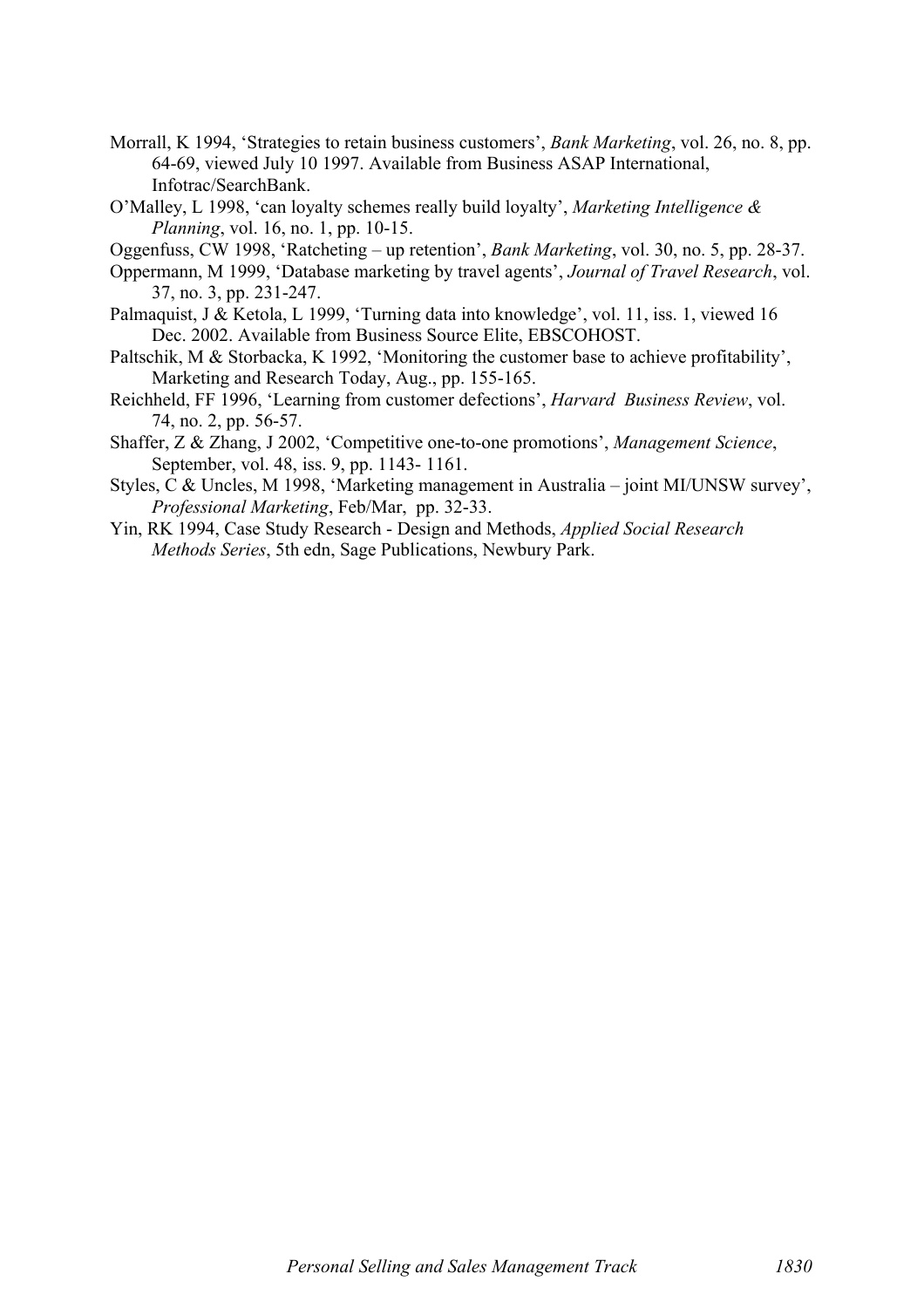Morrall, K 1994, 'Strategies to retain business customers', *Bank Marketing*, vol. 26, no. 8, pp. 64-69, viewed July 10 1997. Available from Business ASAP International, Infotrac/SearchBank.

O'Malley, L 1998, 'can loyalty schemes really build loyalty', *Marketing Intelligence & Planning*, vol. 16, no. 1, pp. 10-15.

Oggenfuss, CW 1998, 'Ratcheting – up retention', *Bank Marketing*, vol. 30, no. 5, pp. 28-37.

Oppermann, M 1999, 'Database marketing by travel agents', *Journal of Travel Research*, vol. 37, no. 3, pp. 231-247.

Palmaquist, J & Ketola, L 1999, 'Turning data into knowledge', vol. 11, iss. 1, viewed 16 Dec. 2002. Available from Business Source Elite, EBSCOHOST.

Paltschik, M & Storbacka, K 1992, 'Monitoring the customer base to achieve profitability', Marketing and Research Today, Aug., pp. 155-165.

Reichheld, FF 1996, 'Learning from customer defections', *Harvard Business Review*, vol. 74, no. 2, pp. 56-57.

Shaffer, Z & Zhang, J 2002, 'Competitive one-to-one promotions', *Management Science*, September, vol. 48, iss. 9, pp. 1143- 1161.

Styles, C & Uncles, M 1998, 'Marketing management in Australia – joint MI/UNSW survey', *Professional Marketing*, Feb/Mar, pp. 32-33.

Yin, RK 1994, Case Study Research - Design and Methods, *Applied Social Research Methods Series*, 5th edn, Sage Publications, Newbury Park.